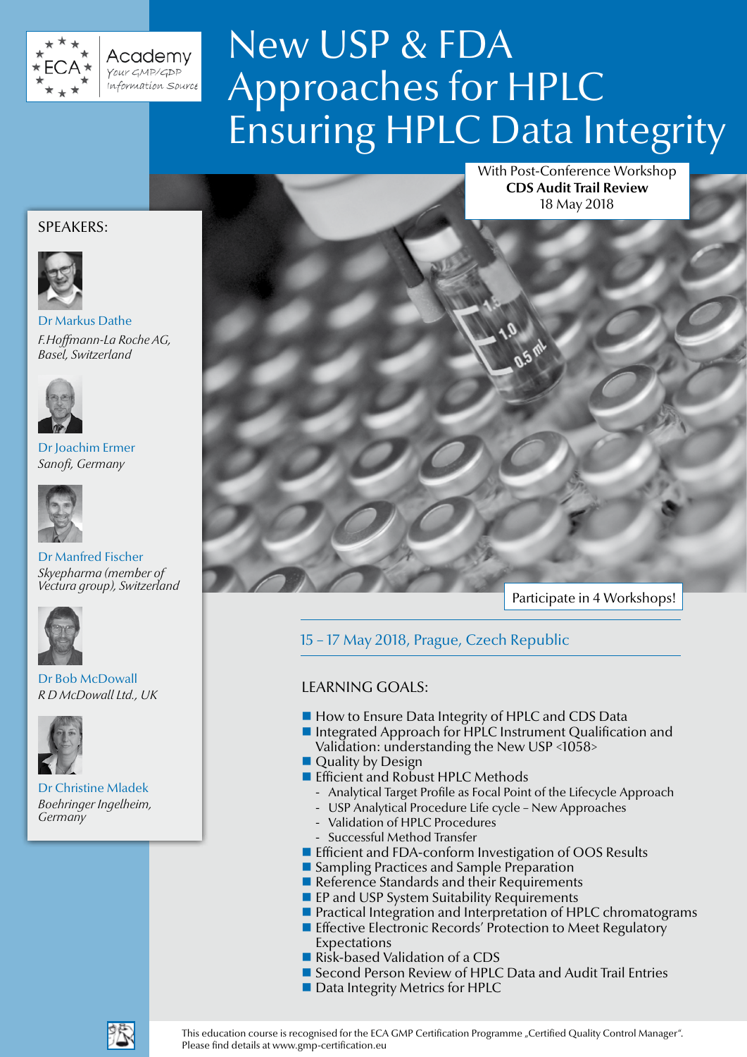ECA Academy
Your GMP/GDP Information Source

# New USP & FDA Approaches for HPLC Ensuring HPLC Data Integrity

With Post-Conference Workshop
**CDS Audit Trail Review**
18 May 2018

## SPEAKERS:

Dr Markus Dathe
*F.Hoffmann-La Roche AG, Basel, Switzerland*

Dr Joachim Ermer
*Sanofi, Germany*

Dr Manfred Fischer
*Skyepharma (member of Vectura group), Switzerland*

Dr Bob McDowall
*R D McDowall Ltd., UK*

Dr Christine Mladek
*Boehringer Ingelheim, Germany*

Participate in 4 Workshops!

15 – 17 May 2018, Prague, Czech Republic

## LEARNING GOALS:

- How to Ensure Data Integrity of HPLC and CDS Data
- Integrated Approach for HPLC Instrument Qualification and Validation: understanding the New USP <1058>
- Quality by Design
- Efficient and Robust HPLC Methods
  - Analytical Target Profile as Focal Point of the Lifecycle Approach
  - USP Analytical Procedure Life cycle – New Approaches
  - Validation of HPLC Procedures
  - Successful Method Transfer
- Efficient and FDA-conform Investigation of OOS Results
- Sampling Practices and Sample Preparation
- Reference Standards and their Requirements
- EP and USP System Suitability Requirements
- Practical Integration and Interpretation of HPLC chromatograms
- Effective Electronic Records' Protection to Meet Regulatory Expectations
- Risk-based Validation of a CDS
- Second Person Review of HPLC Data and Audit Trail Entries
- Data Integrity Metrics for HPLC

This education course is recognised for the ECA GMP Certification Programme „Certified Quality Control Manager". Please find details at www.gmp-certification.eu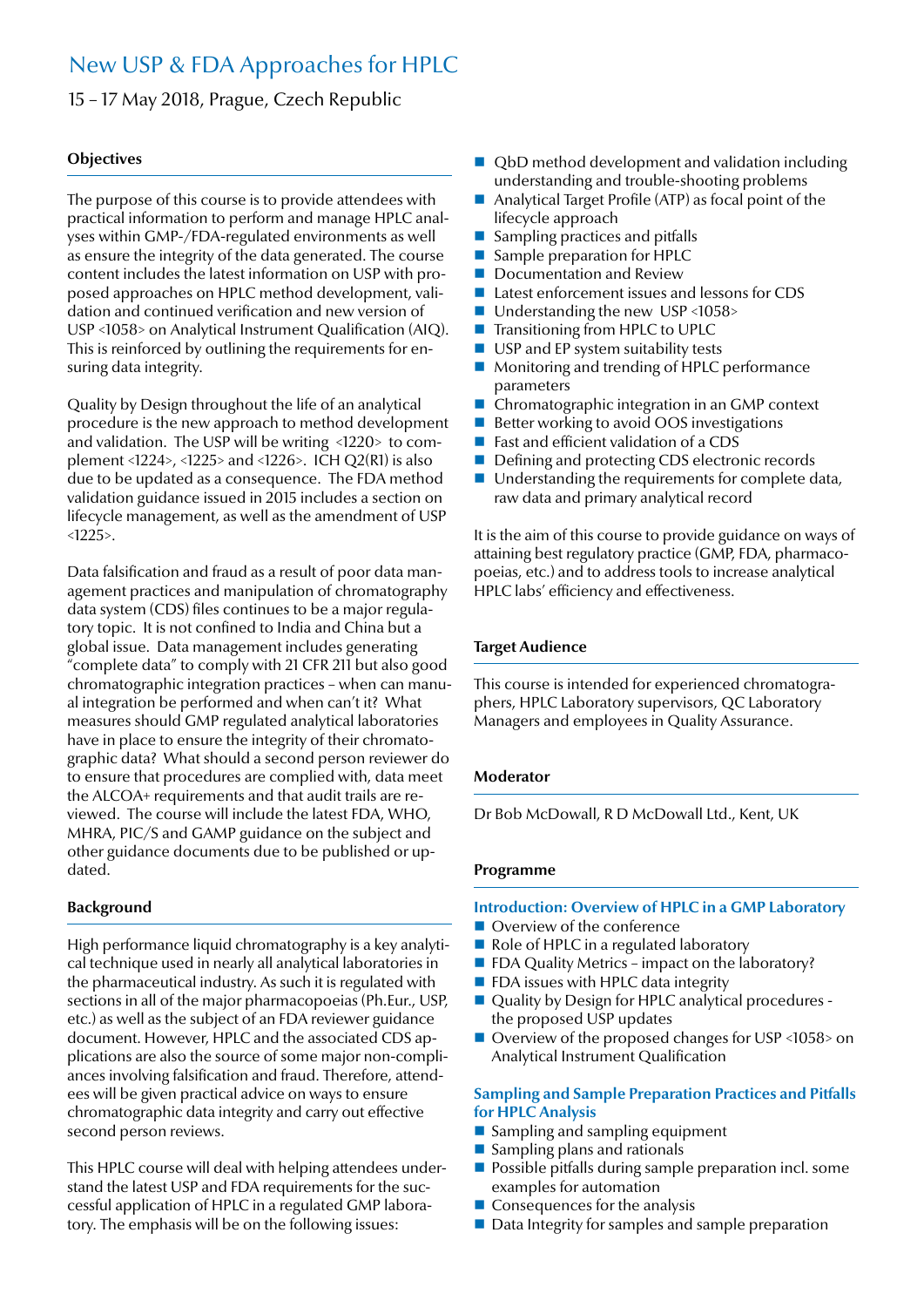# New USP & FDA Approaches for HPLC

15 – 17 May 2018, Prague, Czech Republic

## Objectives

The purpose of this course is to provide attendees with practical information to perform and manage HPLC analyses within GMP-/FDA-regulated environments as well as ensure the integrity of the data generated. The course content includes the latest information on USP with proposed approaches on HPLC method development, validation and continued verification and new version of USP <1058> on Analytical Instrument Qualification (AIQ). This is reinforced by outlining the requirements for ensuring data integrity.

Quality by Design throughout the life of an analytical procedure is the new approach to method development and validation. The USP will be writing <1220> to complement <1224>, <1225> and <1226>. ICH Q2(R1) is also due to be updated as a consequence. The FDA method validation guidance issued in 2015 includes a section on lifecycle management, as well as the amendment of USP <1225>.

Data falsification and fraud as a result of poor data management practices and manipulation of chromatography data system (CDS) files continues to be a major regulatory topic. It is not confined to India and China but a global issue. Data management includes generating "complete data" to comply with 21 CFR 211 but also good chromatographic integration practices – when can manual integration be performed and when can't it? What measures should GMP regulated analytical laboratories have in place to ensure the integrity of their chromatographic data? What should a second person reviewer do to ensure that procedures are complied with, data meet the ALCOA+ requirements and that audit trails are reviewed. The course will include the latest FDA, WHO, MHRA, PIC/S and GAMP guidance on the subject and other guidance documents due to be published or updated.

## Background

High performance liquid chromatography is a key analytical technique used in nearly all analytical laboratories in the pharmaceutical industry. As such it is regulated with sections in all of the major pharmacopoeias (Ph.Eur., USP, etc.) as well as the subject of an FDA reviewer guidance document. However, HPLC and the associated CDS applications are also the source of some major non-compliances involving falsification and fraud. Therefore, attendees will be given practical advice on ways to ensure chromatographic data integrity and carry out effective second person reviews.

This HPLC course will deal with helping attendees understand the latest USP and FDA requirements for the successful application of HPLC in a regulated GMP laboratory. The emphasis will be on the following issues:

- QbD method development and validation including understanding and trouble-shooting problems
- Analytical Target Profile (ATP) as focal point of the lifecycle approach
- Sampling practices and pitfalls
- Sample preparation for HPLC
- Documentation and Review
- Latest enforcement issues and lessons for CDS
- Understanding the new USP <1058>
- Transitioning from HPLC to UPLC
- USP and EP system suitability tests
- Monitoring and trending of HPLC performance parameters
- Chromatographic integration in an GMP context
- Better working to avoid OOS investigations
- Fast and efficient validation of a CDS
- Defining and protecting CDS electronic records
- Understanding the requirements for complete data, raw data and primary analytical record

It is the aim of this course to provide guidance on ways of attaining best regulatory practice (GMP, FDA, pharmacopoeias, etc.) and to address tools to increase analytical HPLC labs' efficiency and effectiveness.

## Target Audience

This course is intended for experienced chromatographers, HPLC Laboratory supervisors, QC Laboratory Managers and employees in Quality Assurance.

## Moderator

Dr Bob McDowall, R D McDowall Ltd., Kent, UK

## Programme

### Introduction: Overview of HPLC in a GMP Laboratory

- Overview of the conference
- Role of HPLC in a regulated laboratory
- FDA Quality Metrics – impact on the laboratory?
- FDA issues with HPLC data integrity
- Quality by Design for HPLC analytical procedures - the proposed USP updates
- Overview of the proposed changes for USP <1058> on Analytical Instrument Qualification

### Sampling and Sample Preparation Practices and Pitfalls for HPLC Analysis

- Sampling and sampling equipment
- Sampling plans and rationals
- Possible pitfalls during sample preparation incl. some examples for automation
- Consequences for the analysis
- Data Integrity for samples and sample preparation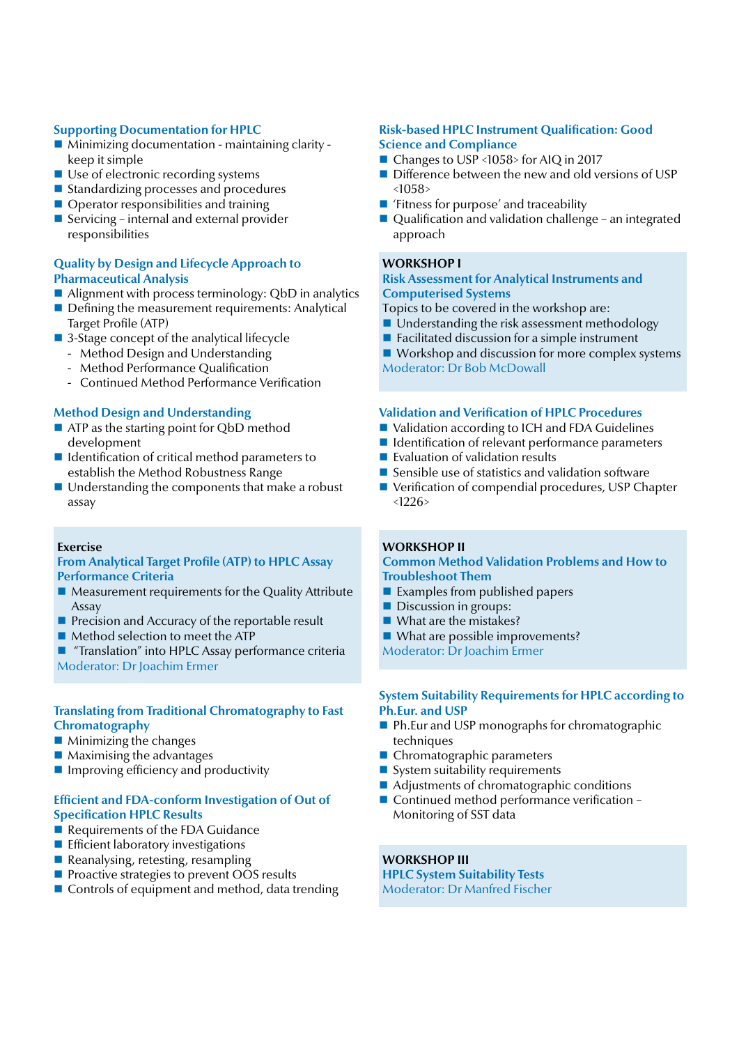### Supporting Documentation for HPLC

- Minimizing documentation - maintaining clarity - keep it simple
- Use of electronic recording systems
- Standardizing processes and procedures
- Operator responsibilities and training
- Servicing – internal and external provider responsibilities

### Quality by Design and Lifecycle Approach to Pharmaceutical Analysis

- Alignment with process terminology: QbD in analytics
- Defining the measurement requirements: Analytical Target Profile (ATP)
- 3-Stage concept of the analytical lifecycle
  - Method Design and Understanding
  - Method Performance Qualification
  - Continued Method Performance Verification

### Method Design and Understanding

- ATP as the starting point for QbD method development
- Identification of critical method parameters to establish the Method Robustness Range
- Understanding the components that make a robust assay

**Exercise**

### From Analytical Target Profile (ATP) to HPLC Assay Performance Criteria

- Measurement requirements for the Quality Attribute Assay
- Precision and Accuracy of the reportable result
- Method selection to meet the ATP
- "Translation" into HPLC Assay performance criteria

Moderator: Dr Joachim Ermer

### Translating from Traditional Chromatography to Fast Chromatography

- Minimizing the changes
- Maximising the advantages
- Improving efficiency and productivity

### Efficient and FDA-conform Investigation of Out of Specification HPLC Results

- Requirements of the FDA Guidance
- Efficient laboratory investigations
- Reanalysing, retesting, resampling
- Proactive strategies to prevent OOS results
- Controls of equipment and method, data trending

### Risk-based HPLC Instrument Qualification: Good Science and Compliance

- Changes to USP <1058> for AIQ in 2017
- Difference between the new and old versions of USP <1058>
- 'Fitness for purpose' and traceability
- Qualification and validation challenge – an integrated approach

**WORKSHOP I**

### Risk Assessment for Analytical Instruments and Computerised Systems

Topics to be covered in the workshop are:

- Understanding the risk assessment methodology
- Facilitated discussion for a simple instrument
- Workshop and discussion for more complex systems

Moderator: Dr Bob McDowall

### Validation and Verification of HPLC Procedures

- Validation according to ICH and FDA Guidelines
- Identification of relevant performance parameters
- Evaluation of validation results
- Sensible use of statistics and validation software
- Verification of compendial procedures, USP Chapter <1226>

**WORKSHOP II**

### Common Method Validation Problems and How to Troubleshoot Them

- Examples from published papers
- Discussion in groups:
- What are the mistakes?
- What are possible improvements?

Moderator: Dr Joachim Ermer

### System Suitability Requirements for HPLC according to Ph.Eur. and USP

- Ph.Eur and USP monographs for chromatographic techniques
- Chromatographic parameters
- System suitability requirements
- Adjustments of chromatographic conditions
- Continued method performance verification – Monitoring of SST data

**WORKSHOP III**

### HPLC System Suitability Tests

Moderator: Dr Manfred Fischer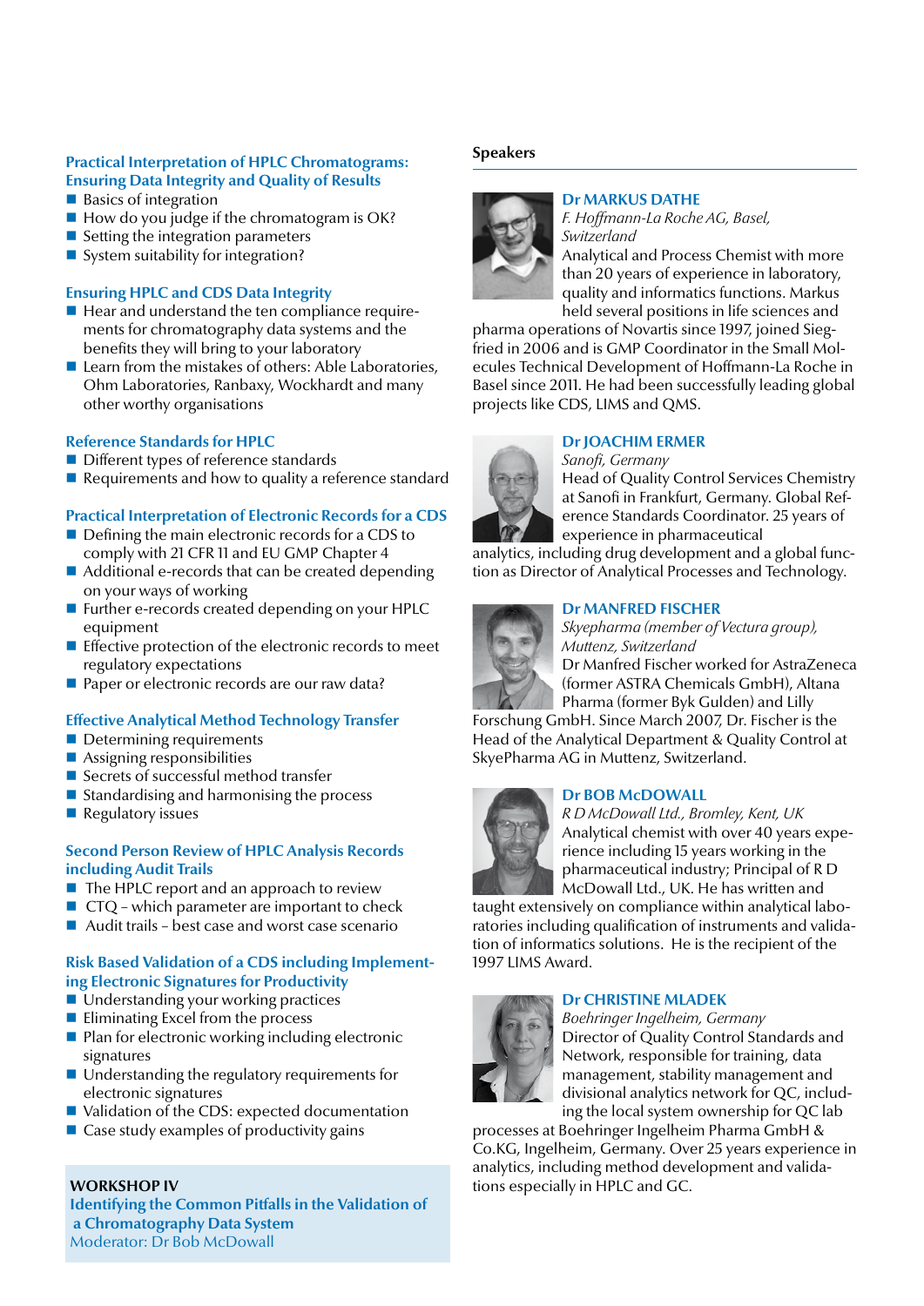### Practical Interpretation of HPLC Chromatograms: Ensuring Data Integrity and Quality of Results

- Basics of integration
- How do you judge if the chromatogram is OK?
- Setting the integration parameters
- System suitability for integration?

### Ensuring HPLC and CDS Data Integrity

- Hear and understand the ten compliance requirements for chromatography data systems and the benefits they will bring to your laboratory
- Learn from the mistakes of others: Able Laboratories, Ohm Laboratories, Ranbaxy, Wockhardt and many other worthy organisations

### Reference Standards for HPLC

- Different types of reference standards
- Requirements and how to quality a reference standard

### Practical Interpretation of Electronic Records for a CDS

- Defining the main electronic records for a CDS to comply with 21 CFR 11 and EU GMP Chapter 4
- Additional e-records that can be created depending on your ways of working
- Further e-records created depending on your HPLC equipment
- Effective protection of the electronic records to meet regulatory expectations
- Paper or electronic records are our raw data?

### Effective Analytical Method Technology Transfer

- Determining requirements
- Assigning responsibilities
- Secrets of successful method transfer
- Standardising and harmonising the process
- Regulatory issues

### Second Person Review of HPLC Analysis Records including Audit Trails

- The HPLC report and an approach to review
- CTQ – which parameter are important to check
- Audit trails – best case and worst case scenario

### Risk Based Validation of a CDS including Implementing Electronic Signatures for Productivity

- Understanding your working practices
- Eliminating Excel from the process
- Plan for electronic working including electronic signatures
- Understanding the regulatory requirements for electronic signatures
- Validation of the CDS: expected documentation
- Case study examples of productivity gains

**WORKSHOP IV**
**Identifying the Common Pitfalls in the Validation of a Chromatography Data System**
Moderator: Dr Bob McDowall

## Speakers

### Dr MARKUS DATHE

*F. Hoffmann-La Roche AG, Basel, Switzerland*

Analytical and Process Chemist with more than 20 years of experience in laboratory, quality and informatics functions. Markus held several positions in life sciences and pharma operations of Novartis since 1997, joined Siegfried in 2006 and is GMP Coordinator in the Small Molecules Technical Development of Hoffmann-La Roche in Basel since 2011. He had been successfully leading global projects like CDS, LIMS and QMS.

### Dr JOACHIM ERMER

*Sanofi, Germany*

Head of Quality Control Services Chemistry at Sanofi in Frankfurt, Germany. Global Reference Standards Coordinator. 25 years of experience in pharmaceutical analytics, including drug development and a global function as Director of Analytical Processes and Technology.

### Dr MANFRED FISCHER

*Skyepharma (member of Vectura group), Muttenz, Switzerland*

Dr Manfred Fischer worked for AstraZeneca (former ASTRA Chemicals GmbH), Altana Pharma (former Byk Gulden) and Lilly Forschung GmbH. Since March 2007, Dr. Fischer is the Head of the Analytical Department & Quality Control at SkyePharma AG in Muttenz, Switzerland.

### Dr BOB McDOWALL

*R D McDowall Ltd., Bromley, Kent, UK*

Analytical chemist with over 40 years experience including 15 years working in the pharmaceutical industry; Principal of R D McDowall Ltd., UK. He has written and taught extensively on compliance within analytical laboratories including qualification of instruments and validation of informatics solutions. He is the recipient of the 1997 LIMS Award.

### Dr CHRISTINE MLADEK

*Boehringer Ingelheim, Germany*

Director of Quality Control Standards and Network, responsible for training, data management, stability management and divisional analytics network for QC, including the local system ownership for QC lab processes at Boehringer Ingelheim Pharma GmbH & Co.KG, Ingelheim, Germany. Over 25 years experience in analytics, including method development and validations especially in HPLC and GC.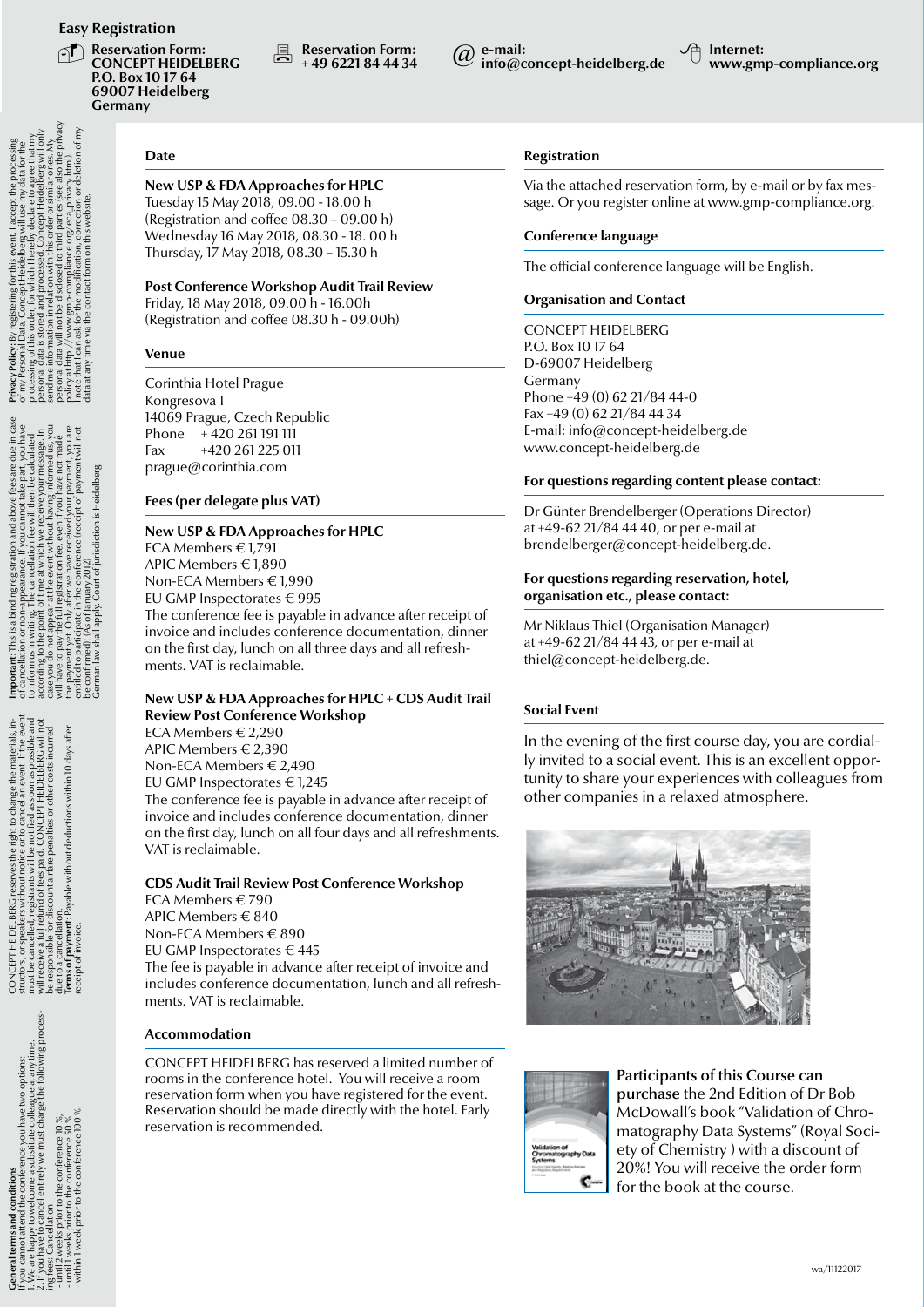## Easy Registration

**Reservation Form:**
**CONCEPT HEIDELBERG**
**P.O. Box 10 17 64**
**69007 Heidelberg**
**Germany**

**Reservation Form:**
**+ 49 6221 84 44 34**

**e-mail:**
**info@concept-heidelberg.de**

**Internet:**
**www.gmp-compliance.org**

### Date

**New USP & FDA Approaches for HPLC**
Tuesday 15 May 2018, 09.00 - 18.00 h
(Registration and coffee 08.30 – 09.00 h)
Wednesday 16 May 2018, 08.30 - 18. 00 h
Thursday, 17 May 2018, 08.30 – 15.30 h

**Post Conference Workshop Audit Trail Review**
Friday, 18 May 2018, 09.00 h - 16.00h
(Registration and coffee 08.30 h - 09.00h)

### Venue

Corinthia Hotel Prague
Kongresova 1
14069 Prague, Czech Republic
Phone + 420 261 191 111
Fax +420 261 225 011
prague@corinthia.com

### Fees (per delegate plus VAT)

**New USP & FDA Approaches for HPLC**
ECA Members € 1,791
APIC Members € 1,890
Non-ECA Members € 1,990
EU GMP Inspectorates € 995
The conference fee is payable in advance after receipt of invoice and includes conference documentation, dinner on the first day, lunch on all three days and all refreshments. VAT is reclaimable.

**New USP & FDA Approaches for HPLC + CDS Audit Trail Review Post Conference Workshop**
ECA Members € 2,290
APIC Members € 2,390
Non-ECA Members € 2,490
EU GMP Inspectorates € 1,245
The conference fee is payable in advance after receipt of invoice and includes conference documentation, dinner on the first day, lunch on all four days and all refreshments. VAT is reclaimable.

**CDS Audit Trail Review Post Conference Workshop**
ECA Members € 790
APIC Members € 840
Non-ECA Members € 890
EU GMP Inspectorates € 445
The fee is payable in advance after receipt of invoice and includes conference documentation, lunch and all refreshments. VAT is reclaimable.

### Accommodation

CONCEPT HEIDELBERG has reserved a limited number of rooms in the conference hotel. You will receive a room reservation form when you have registered for the event. Reservation should be made directly with the hotel. Early reservation is recommended.

### Registration

Via the attached reservation form, by e-mail or by fax message. Or you register online at www.gmp-compliance.org.

### Conference language

The official conference language will be English.

### Organisation and Contact

CONCEPT HEIDELBERG
P.O. Box 10 17 64
D-69007 Heidelberg
Germany
Phone +49 (0) 62 21/84 44-0
Fax +49 (0) 62 21/84 44 34
E-mail: info@concept-heidelberg.de
www.concept-heidelberg.de

### For questions regarding content please contact:

Dr Günter Brendelberger (Operations Director) at +49-62 21/84 44 40, or per e-mail at brendelberger@concept-heidelberg.de.

### For questions regarding reservation, hotel, organisation etc., please contact:

Mr Niklaus Thiel (Organisation Manager) at +49-62 21/84 44 43, or per e-mail at thiel@concept-heidelberg.de.

### Social Event

In the evening of the first course day, you are cordially invited to a social event. This is an excellent opportunity to share your experiences with colleagues from other companies in a relaxed atmosphere.

**Participants of this Course can purchase** the 2nd Edition of Dr Bob McDowall's book "Validation of Chromatography Data Systems" (Royal Society of Chemistry ) with a discount of 20%! You will receive the order form for the book at the course.

**General terms and conditions**
If you cannot attend the conference you have two options:
1. We are happy to welcome a substitute colleague at any time.
2. If you have to cancel entirely we must charge the following processing fees: Cancellation
- until 2 weeks prior to the conference 10 %,
- until 1 weeks prior to the conference 50 %
- within 1 week prior to the conference 100 %.

CONCEPT HEIDELBERG reserves the right to change the materials, instructors, or speakers without notice or to cancel an event. If the event must be cancelled, registrants will be notified as soon as possible and will receive a full refund of fees paid. CONCEPT HEIDELBERG will not be responsible for discount airfare penalties or other costs incurred due to a cancellation.
**Terms of payment**: Payable without deductions within 10 days after receipt of invoice.

**Important**: This is a binding registration and above fees are due in case of cancellation or non-appearance. If you cannot take part, you have to inform us in writing. The cancellation fee will then be calculated according to the point of time at which we receive your message. In case you do not appear at the event without having informed us, you will have to pay the full registration fee, even if you have not made the payment yet. Only after we have received your payment, you are entitled to participate in the conference (receipt of payment will not be confirmed)! (As of January 2012)
German law shall apply. Court of jurisdiction is Heidelberg.

**Privacy Policy**: By registering for this event, I accept the processing of my Personal Data. Concept Heidelberg will use my data for the processing of this order, for which I hereby declare to agree that my personal data is stored and processed. Concept Heidelberg will only send me information in relation with this order or similar ones. My personal data will not be disclosed to third parties (see also the privacy policy at http://www.gmp-compliance.org/eca_privacy.html). I note that I can ask for the modification, correction or deletion of my data at any time via the contact form on this website.

wa/11122017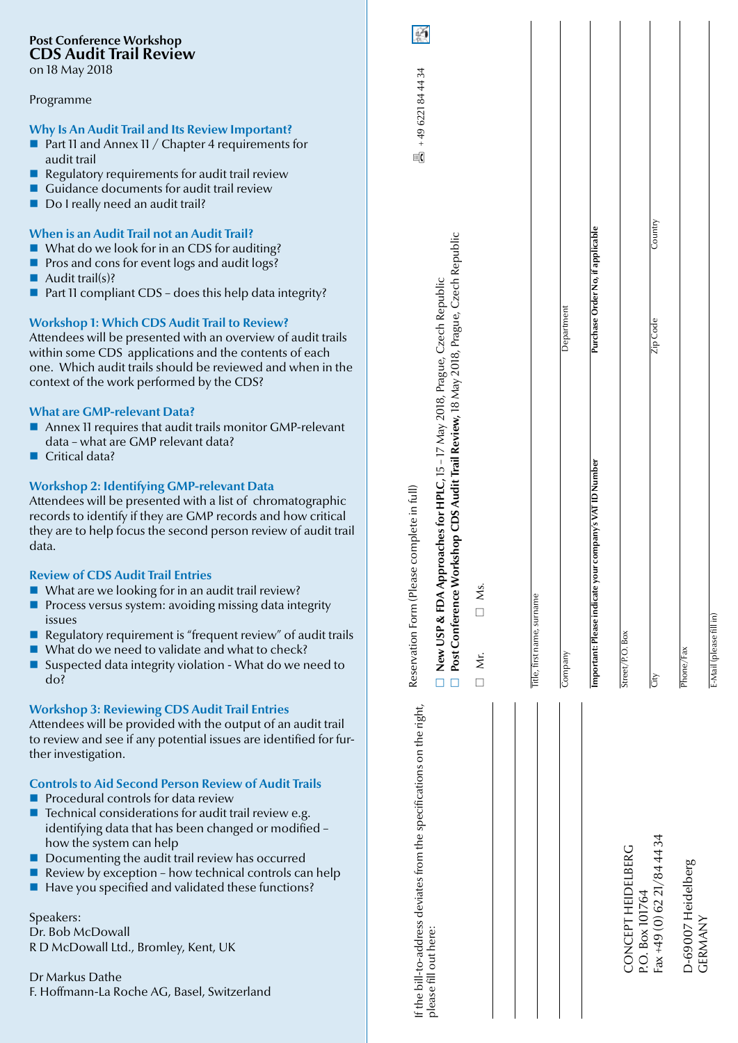## Post Conference Workshop
# CDS Audit Trail Review

on 18 May 2018

Programme

### Why Is An Audit Trail and Its Review Important?

- Part 11 and Annex 11 / Chapter 4 requirements for audit trail
- Regulatory requirements for audit trail review
- Guidance documents for audit trail review
- Do I really need an audit trail?

### When is an Audit Trail not an Audit Trail?

- What do we look for in an CDS for auditing?
- Pros and cons for event logs and audit logs?
- Audit trail(s)?
- Part 11 compliant CDS – does this help data integrity?

### Workshop 1: Which CDS Audit Trail to Review?

Attendees will be presented with an overview of audit trails within some CDS applications and the contents of each one. Which audit trails should be reviewed and when in the context of the work performed by the CDS?

### What are GMP-relevant Data?

- Annex 11 requires that audit trails monitor GMP-relevant data – what are GMP relevant data?
- Critical data?

### Workshop 2: Identifying GMP-relevant Data

Attendees will be presented with a list of chromatographic records to identify if they are GMP records and how critical they are to help focus the second person review of audit trail data.

### Review of CDS Audit Trail Entries

- What are we looking for in an audit trail review?
- Process versus system: avoiding missing data integrity issues
- Regulatory requirement is "frequent review" of audit trails
- What do we need to validate and what to check?
- Suspected data integrity violation - What do we need to do?

### Workshop 3: Reviewing CDS Audit Trail Entries

Attendees will be provided with the output of an audit trail to review and see if any potential issues are identified for further investigation.

### Controls to Aid Second Person Review of Audit Trails

- Procedural controls for data review
- Technical considerations for audit trail review e.g. identifying data that has been changed or modified – how the system can help
- Documenting the audit trail review has occurred
- Review by exception – how technical controls can help
- Have you specified and validated these functions?

Speakers:
Dr. Bob McDowall
R D McDowall Ltd., Bromley, Kent, UK

Dr Markus Dathe
F. Hoffmann-La Roche AG, Basel, Switzerland

---

+ 49 6221 84 44 34

Reservation Form (Please complete in full)

☐ **New USP & FDA Approaches for HPLC,** 15 – 17 May 2018, Prague, Czech Republic
☐ **Post Conference Workshop CDS Audit Trail Review,** 18 May 2018, Prague, Czech Republic

☐ Mr. ☐ Ms.

Title, first name, surname

Company | Department

**Important: Please indicate your company's VAT ID Number** | **Purchase Order No, if applicable**

Street/P.O. Box

City | Zip Code | Country

Phone/Fax

E-Mail (please fill in)

If the bill-to-address deviates from the specifications on the right, please fill out here:

CONCEPT HEIDELBERG
P.O. Box 101764
Fax +49 (0) 62 21/84 44 34

D-69007 Heidelberg
GERMANY